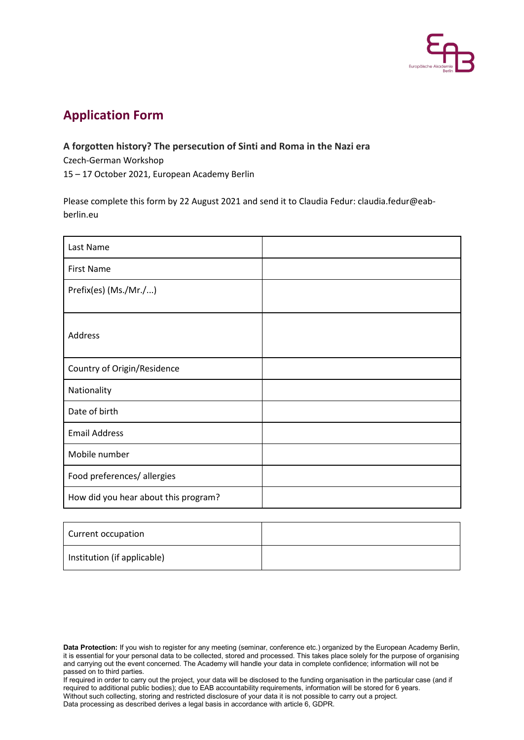## Application Form

**A forgotten history? The persecution of Sinti and Roma in the Nazi era**

Czech-German Workshop

15 – 17 October 2021, European Academy Berlin

Please complete this form by 22 August 2021 and send it to Claudia Fedur: claudia.fedur@eab-berlin.eu

| | |
|---|---|
| Last Name | |
| First Name | |
| Prefix(es) (Ms./Mr./...) | |
| Address | |
| Country of Origin/Residence | |
| Nationality | |
| Date of birth | |
| Email Address | |
| Mobile number | |
| Food preferences/ allergies | |
| How did you hear about this program? | |

| | |
|---|---|
| Current occupation | |
| Institution (if applicable) | |

**Data Protection:** If you wish to register for any meeting (seminar, conference etc.) organized by the European Academy Berlin, it is essential for your personal data to be collected, stored and processed. This takes place solely for the purpose of organising and carrying out the event concerned. The Academy will handle your data in complete confidence; information will not be passed on to third parties.

If required in order to carry out the project, your data will be disclosed to the funding organisation in the particular case (and if required to additional public bodies); due to EAB accountability requirements, information will be stored for 6 years.
Without such collecting, storing and restricted disclosure of your data it is not possible to carry out a project.
Data processing as described derives a legal basis in accordance with article 6, GDPR.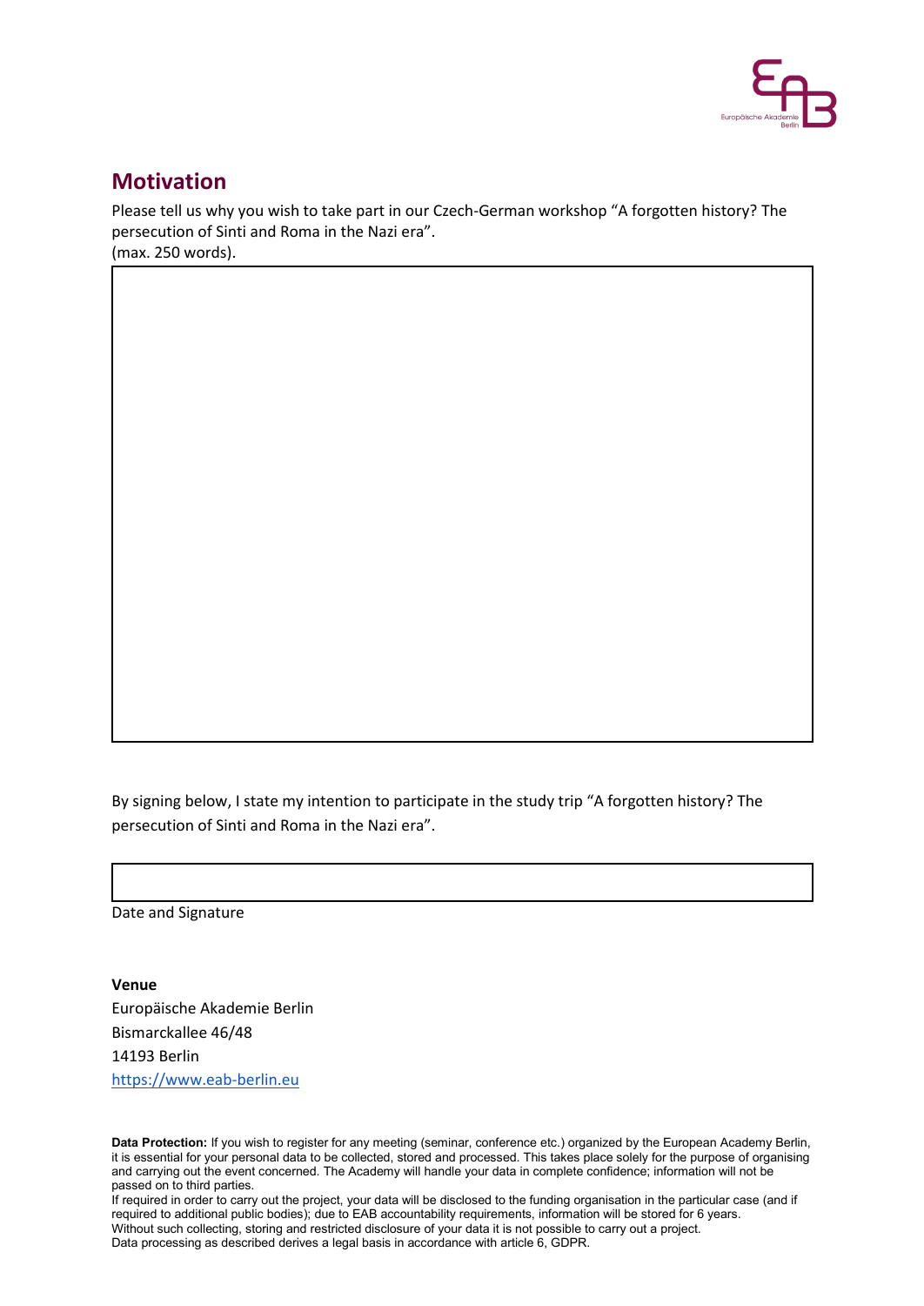## Motivation

Please tell us why you wish to take part in our Czech-German workshop "A forgotten history? The persecution of Sinti and Roma in the Nazi era".
(max. 250 words).

By signing below, I state my intention to participate in the study trip "A forgotten history? The persecution of Sinti and Roma in the Nazi era".

Date and Signature

**Venue**
Europäische Akademie Berlin
Bismarckallee 46/48
14193 Berlin
https://www.eab-berlin.eu

**Data Protection:** If you wish to register for any meeting (seminar, conference etc.) organized by the European Academy Berlin, it is essential for your personal data to be collected, stored and processed. This takes place solely for the purpose of organising and carrying out the event concerned. The Academy will handle your data in complete confidence; information will not be passed on to third parties.
If required in order to carry out the project, your data will be disclosed to the funding organisation in the particular case (and if required to additional public bodies); due to EAB accountability requirements, information will be stored for 6 years.
Without such collecting, storing and restricted disclosure of your data it is not possible to carry out a project.
Data processing as described derives a legal basis in accordance with article 6, GDPR.